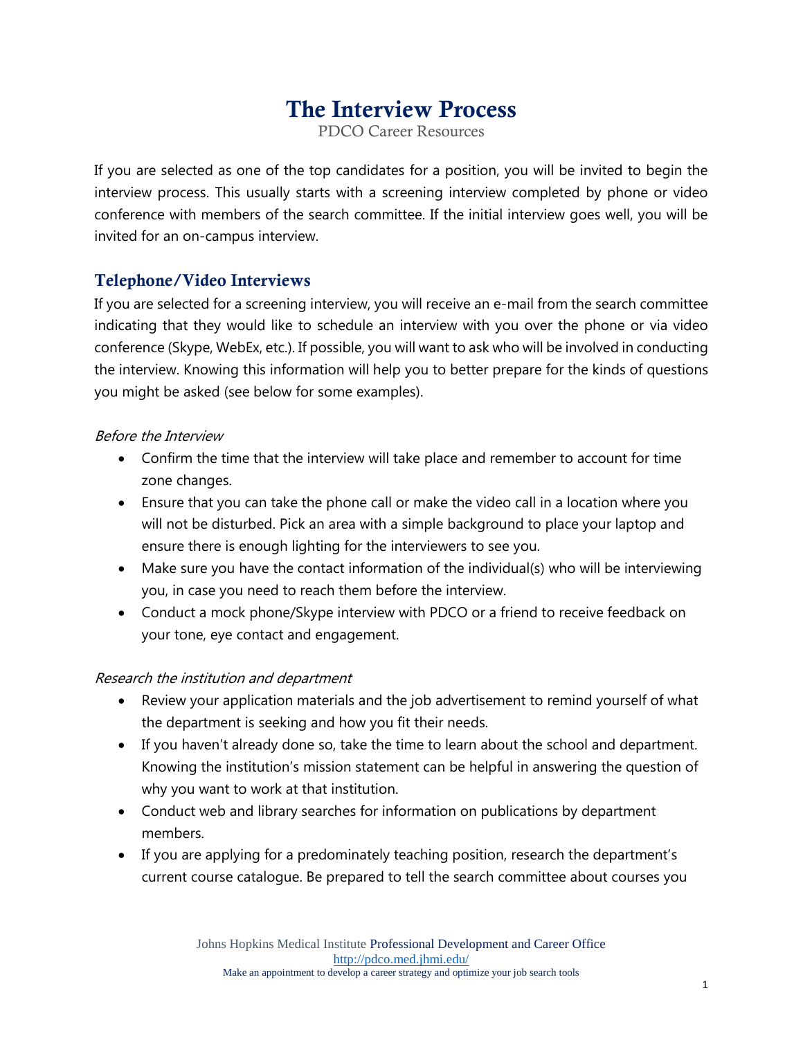# The Interview Process

PDCO Career Resources

If you are selected as one of the top candidates for a position, you will be invited to begin the interview process. This usually starts with a screening interview completed by phone or video conference with members of the search committee. If the initial interview goes well, you will be invited for an on-campus interview.

## Telephone/Video Interviews

If you are selected for a screening interview, you will receive an e-mail from the search committee indicating that they would like to schedule an interview with you over the phone or via video conference (Skype, WebEx, etc.). If possible, you will want to ask who will be involved in conducting the interview. Knowing this information will help you to better prepare for the kinds of questions you might be asked (see below for some examples).

*Before the Interview*

- Confirm the time that the interview will take place and remember to account for time zone changes.
- Ensure that you can take the phone call or make the video call in a location where you will not be disturbed. Pick an area with a simple background to place your laptop and ensure there is enough lighting for the interviewers to see you.
- Make sure you have the contact information of the individual(s) who will be interviewing you, in case you need to reach them before the interview.
- Conduct a mock phone/Skype interview with PDCO or a friend to receive feedback on your tone, eye contact and engagement.

*Research the institution and department*

- Review your application materials and the job advertisement to remind yourself of what the department is seeking and how you fit their needs.
- If you haven't already done so, take the time to learn about the school and department. Knowing the institution's mission statement can be helpful in answering the question of why you want to work at that institution.
- Conduct web and library searches for information on publications by department members.
- If you are applying for a predominately teaching position, research the department's current course catalogue. Be prepared to tell the search committee about courses you

Johns Hopkins Medical Institute Professional Development and Career Office
http://pdco.med.jhmi.edu/
Make an appointment to develop a career strategy and optimize your job search tools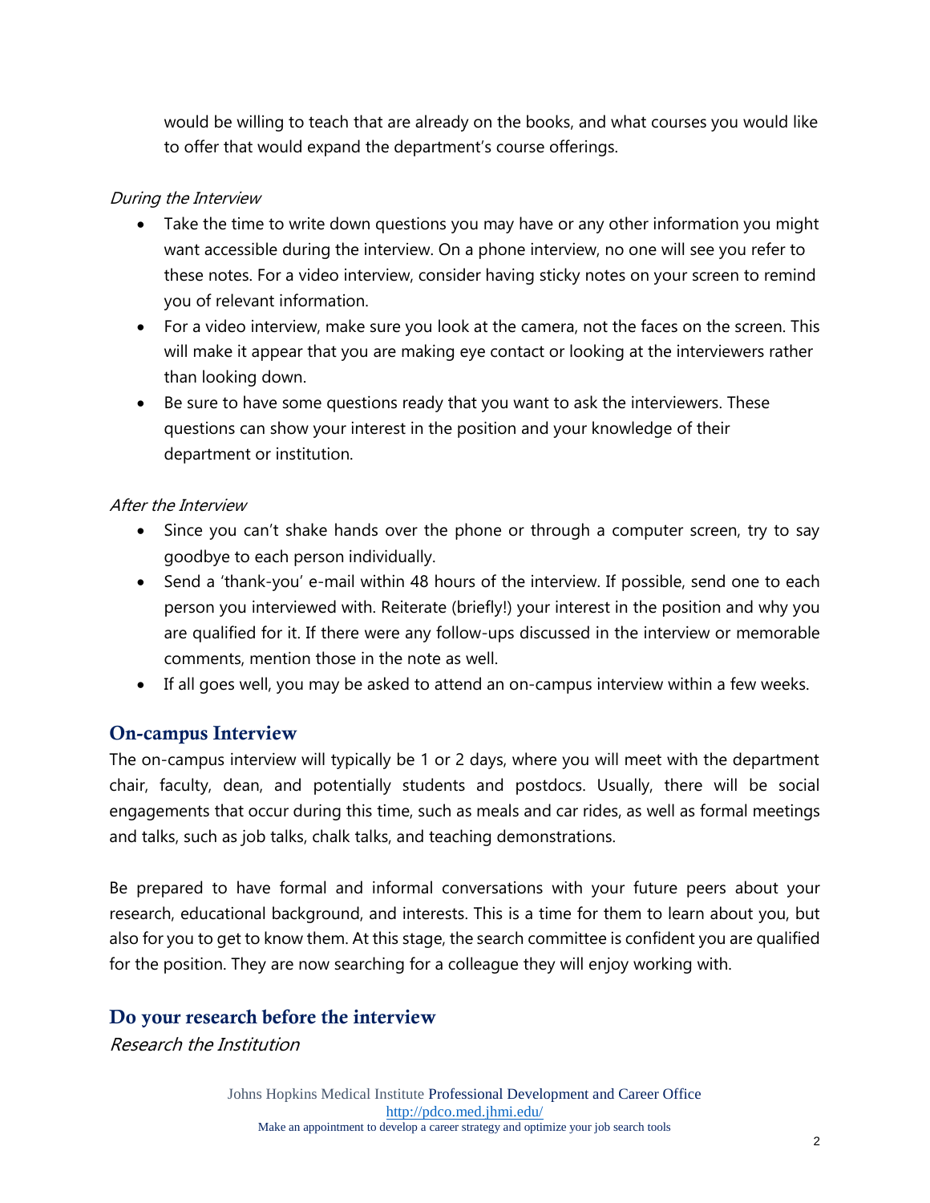would be willing to teach that are already on the books, and what courses you would like to offer that would expand the department's course offerings.

*During the Interview*

- Take the time to write down questions you may have or any other information you might want accessible during the interview. On a phone interview, no one will see you refer to these notes. For a video interview, consider having sticky notes on your screen to remind you of relevant information.
- For a video interview, make sure you look at the camera, not the faces on the screen. This will make it appear that you are making eye contact or looking at the interviewers rather than looking down.
- Be sure to have some questions ready that you want to ask the interviewers. These questions can show your interest in the position and your knowledge of their department or institution.

*After the Interview*

- Since you can't shake hands over the phone or through a computer screen, try to say goodbye to each person individually.
- Send a 'thank-you' e-mail within 48 hours of the interview. If possible, send one to each person you interviewed with. Reiterate (briefly!) your interest in the position and why you are qualified for it. If there were any follow-ups discussed in the interview or memorable comments, mention those in the note as well.
- If all goes well, you may be asked to attend an on-campus interview within a few weeks.

## On-campus Interview

The on-campus interview will typically be 1 or 2 days, where you will meet with the department chair, faculty, dean, and potentially students and postdocs. Usually, there will be social engagements that occur during this time, such as meals and car rides, as well as formal meetings and talks, such as job talks, chalk talks, and teaching demonstrations.

Be prepared to have formal and informal conversations with your future peers about your research, educational background, and interests. This is a time for them to learn about you, but also for you to get to know them. At this stage, the search committee is confident you are qualified for the position. They are now searching for a colleague they will enjoy working with.

## Do your research before the interview

*Research the Institution*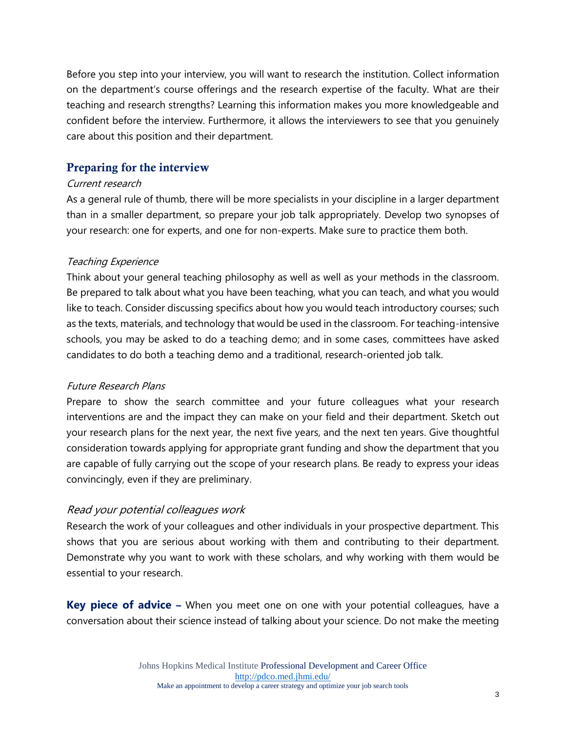Before you step into your interview, you will want to research the institution. Collect information on the department's course offerings and the research expertise of the faculty. What are their teaching and research strengths? Learning this information makes you more knowledgeable and confident before the interview. Furthermore, it allows the interviewers to see that you genuinely care about this position and their department.

## Preparing for the interview

*Current research*

As a general rule of thumb, there will be more specialists in your discipline in a larger department than in a smaller department, so prepare your job talk appropriately. Develop two synopses of your research: one for experts, and one for non-experts. Make sure to practice them both.

*Teaching Experience*

Think about your general teaching philosophy as well as well as your methods in the classroom. Be prepared to talk about what you have been teaching, what you can teach, and what you would like to teach. Consider discussing specifics about how you would teach introductory courses; such as the texts, materials, and technology that would be used in the classroom. For teaching-intensive schools, you may be asked to do a teaching demo; and in some cases, committees have asked candidates to do both a teaching demo and a traditional, research-oriented job talk.

*Future Research Plans*

Prepare to show the search committee and your future colleagues what your research interventions are and the impact they can make on your field and their department. Sketch out your research plans for the next year, the next five years, and the next ten years. Give thoughtful consideration towards applying for appropriate grant funding and show the department that you are capable of fully carrying out the scope of your research plans. Be ready to express your ideas convincingly, even if they are preliminary.

*Read your potential colleagues work*

Research the work of your colleagues and other individuals in your prospective department. This shows that you are serious about working with them and contributing to their department. Demonstrate why you want to work with these scholars, and why working with them would be essential to your research.

**Key piece of advice –** When you meet one on one with your potential colleagues, have a conversation about their science instead of talking about your science. Do not make the meeting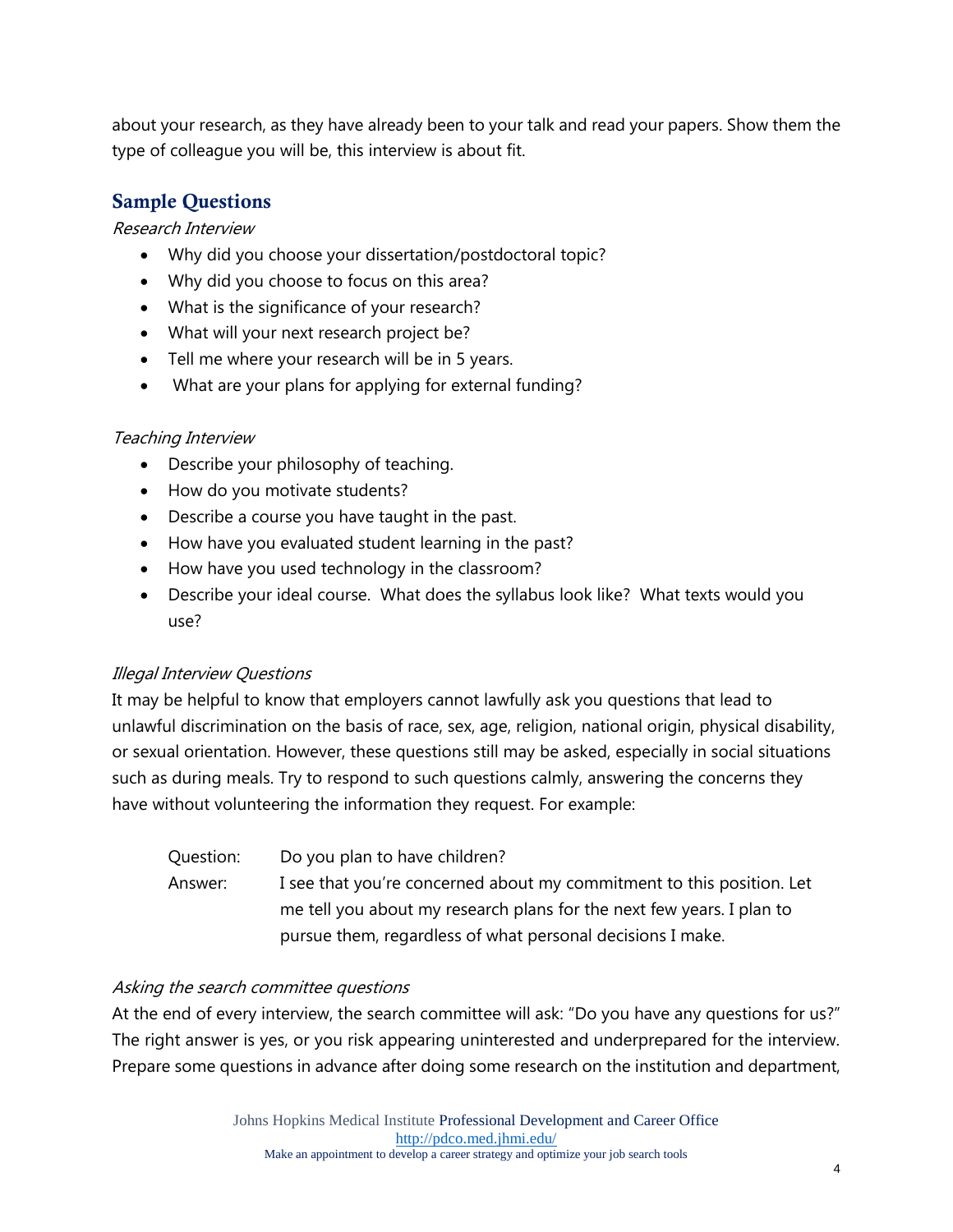about your research, as they have already been to your talk and read your papers. Show them the type of colleague you will be, this interview is about fit.

## Sample Questions

*Research Interview*

- Why did you choose your dissertation/postdoctoral topic?
- Why did you choose to focus on this area?
- What is the significance of your research?
- What will your next research project be?
- Tell me where your research will be in 5 years.
- What are your plans for applying for external funding?

*Teaching Interview*

- Describe your philosophy of teaching.
- How do you motivate students?
- Describe a course you have taught in the past.
- How have you evaluated student learning in the past?
- How have you used technology in the classroom?
- Describe your ideal course. What does the syllabus look like? What texts would you use?

*Illegal Interview Questions*

It may be helpful to know that employers cannot lawfully ask you questions that lead to unlawful discrimination on the basis of race, sex, age, religion, national origin, physical disability, or sexual orientation. However, these questions still may be asked, especially in social situations such as during meals. Try to respond to such questions calmly, answering the concerns they have without volunteering the information they request. For example:

Question: Do you plan to have children?

Answer: I see that you're concerned about my commitment to this position. Let me tell you about my research plans for the next few years. I plan to pursue them, regardless of what personal decisions I make.

*Asking the search committee questions*

At the end of every interview, the search committee will ask: "Do you have any questions for us?" The right answer is yes, or you risk appearing uninterested and underprepared for the interview. Prepare some questions in advance after doing some research on the institution and department,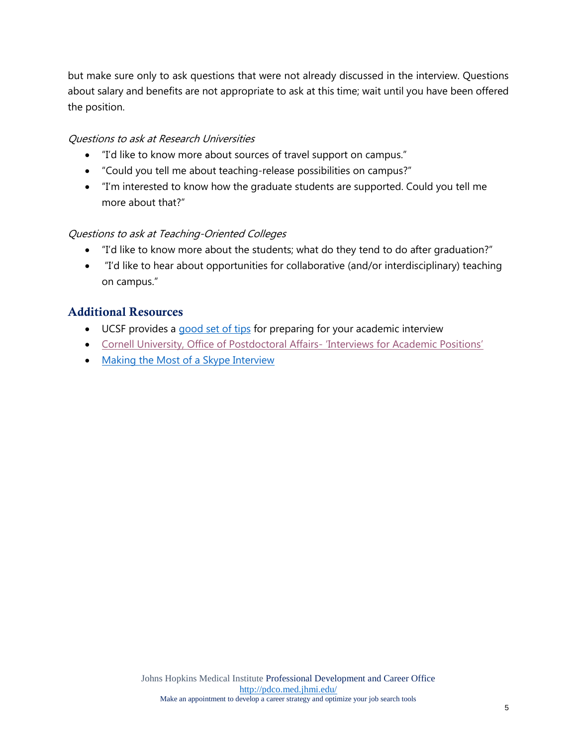but make sure only to ask questions that were not already discussed in the interview. Questions about salary and benefits are not appropriate to ask at this time; wait until you have been offered the position.

*Questions to ask at Research Universities*

- "I'd like to know more about sources of travel support on campus."
- "Could you tell me about teaching-release possibilities on campus?"
- "I'm interested to know how the graduate students are supported. Could you tell me more about that?"

*Questions to ask at Teaching-Oriented Colleges*

- "I'd like to know more about the students; what do they tend to do after graduation?"
- "I'd like to hear about opportunities for collaborative (and/or interdisciplinary) teaching on campus."

## Additional Resources

- UCSF provides a good set of tips for preparing for your academic interview
- Cornell University, Office of Postdoctoral Affairs- 'Interviews for Academic Positions'
- Making the Most of a Skype Interview

Johns Hopkins Medical Institute Professional Development and Career Office
http://pdco.med.jhmi.edu/
Make an appointment to develop a career strategy and optimize your job search tools